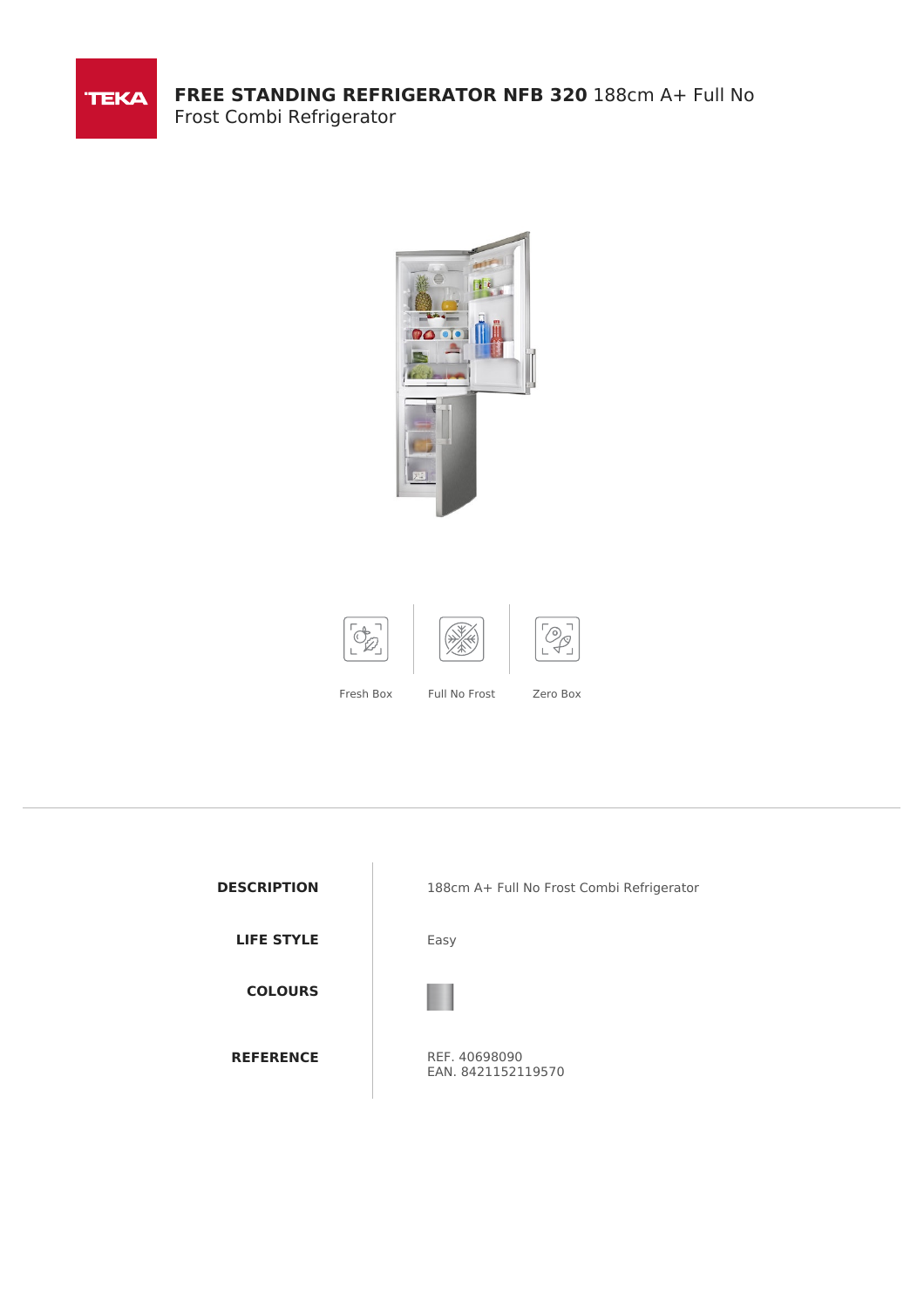# FREE STANDING REFRIGERATOR NFB 320 188cm A+ Full No Frost Combi Refrigerator

Fresh Box | Full No Frost | Zero Box

| | |
|---|---|
| **DESCRIPTION** | 188cm A+ Full No Frost Combi Refrigerator |
| **LIFE STYLE** | Easy |
| **COLOURS** | |
| **REFERENCE** | REF. 40698090<br>EAN. 8421152119570 |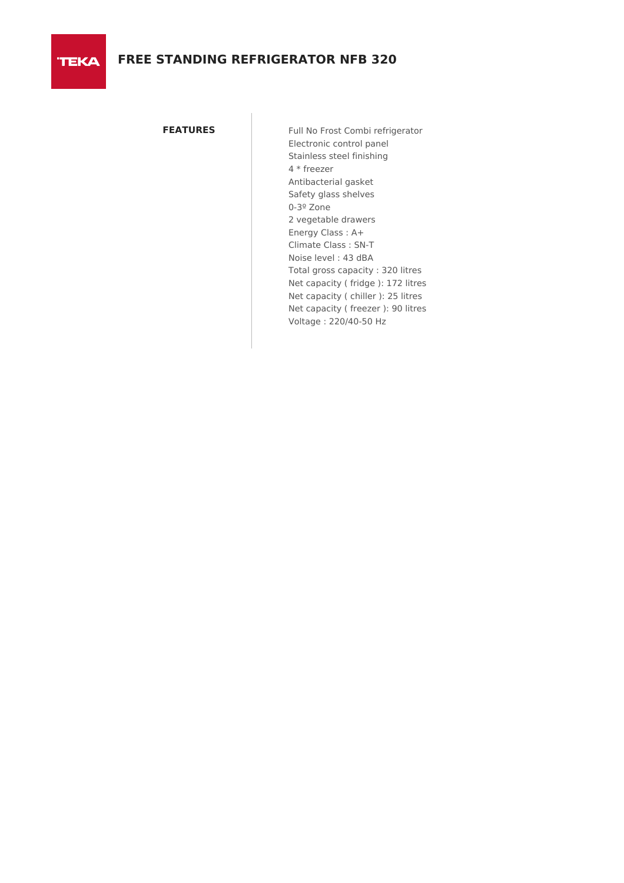# FREE STANDING REFRIGERATOR NFB 320

**FEATURES**

Full No Frost Combi refrigerator
Electronic control panel
Stainless steel finishing
4 * freezer
Antibacterial gasket
Safety glass shelves
0-3º Zone
2 vegetable drawers
Energy Class : A+
Climate Class : SN-T
Noise level : 43 dBA
Total gross capacity : 320 litres
Net capacity ( fridge ): 172 litres
Net capacity ( chiller ): 25 litres
Net capacity ( freezer ): 90 litres
Voltage : 220/40-50 Hz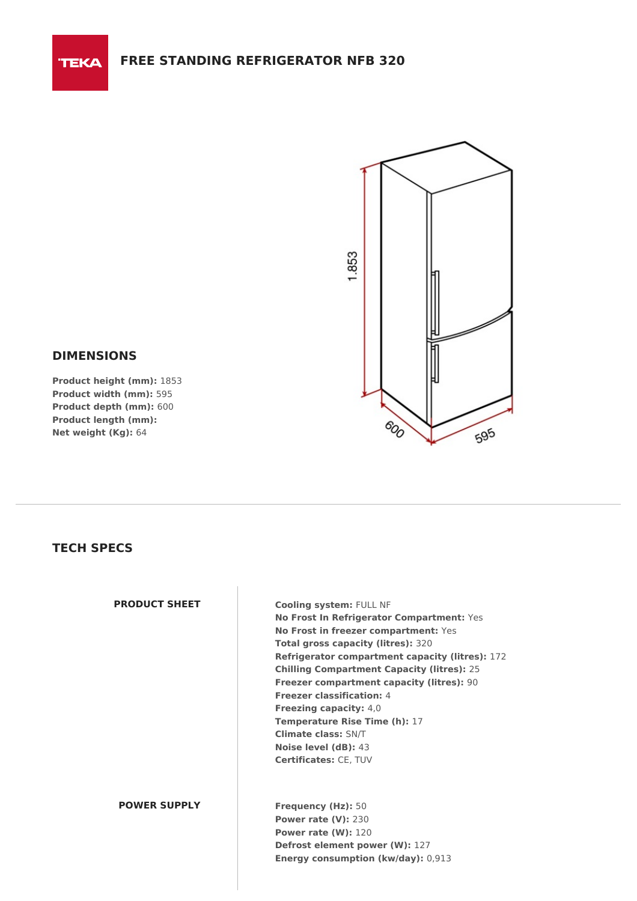# FREE STANDING REFRIGERATOR NFB 320

## DIMENSIONS

**Product height (mm):** 1853
**Product width (mm):** 595
**Product depth (mm):** 600
**Product length (mm):**
**Net weight (Kg):** 64

## TECH SPECS

### PRODUCT SHEET

**Cooling system:** FULL NF
**No Frost In Refrigerator Compartment:** Yes
**No Frost in freezer compartment:** Yes
**Total gross capacity (litres):** 320
**Refrigerator compartment capacity (litres):** 172
**Chilling Compartment Capacity (litres):** 25
**Freezer compartment capacity (litres):** 90
**Freezer classification:** 4
**Freezing capacity:** 4,0
**Temperature Rise Time (h):** 17
**Climate class:** SN/T
**Noise level (dB):** 43
**Certificates:** CE, TUV

### POWER SUPPLY

**Frequency (Hz):** 50
**Power rate (V):** 230
**Power rate (W):** 120
**Defrost element power (W):** 127
**Energy consumption (kw/day):** 0,913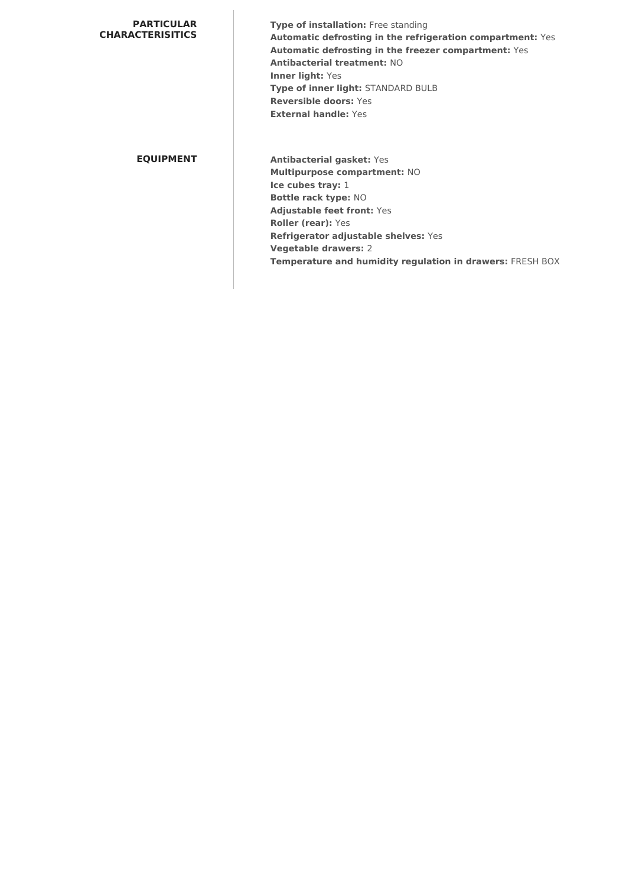## PARTICULAR CHARACTERISITICS

**Type of installation:** Free standing
**Automatic defrosting in the refrigeration compartment:** Yes
**Automatic defrosting in the freezer compartment:** Yes
**Antibacterial treatment:** NO
**Inner light:** Yes
**Type of inner light:** STANDARD BULB
**Reversible doors:** Yes
**External handle:** Yes

## EQUIPMENT

**Antibacterial gasket:** Yes
**Multipurpose compartment:** NO
**Ice cubes tray:** 1
**Bottle rack type:** NO
**Adjustable feet front:** Yes
**Roller (rear):** Yes
**Refrigerator adjustable shelves:** Yes
**Vegetable drawers:** 2
**Temperature and humidity regulation in drawers:** FRESH BOX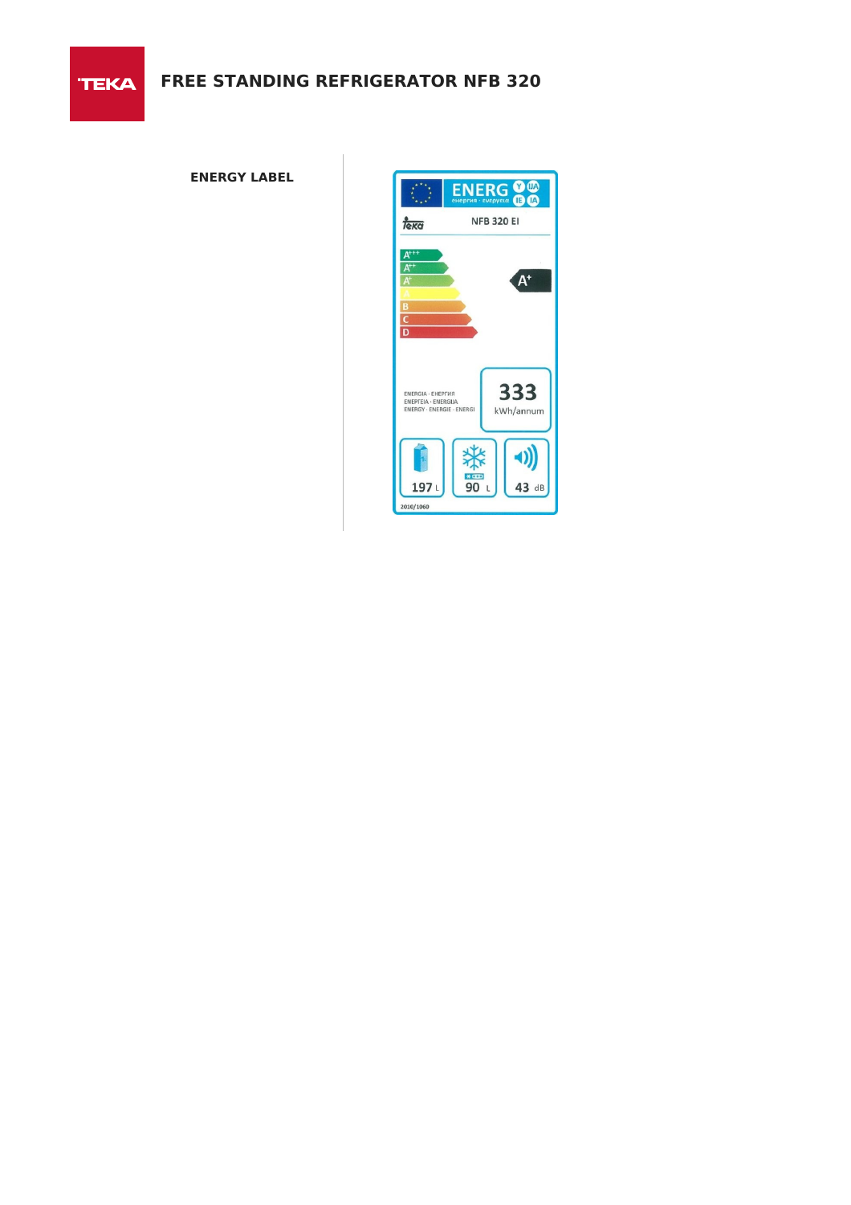# FREE STANDING REFRIGERATOR NFB 320

**ENERGY LABEL**

ENERG Y IJA IE IA
енергия · ενεργεια

teka NFB 320 EI

A+++
A++
A+
A
B
C
D

A+

ENERGIA · ЕНЕРГИЯ
ΕΝΕΡΓΕΙΑ · ENERGIJA
ENERGY · ENERGIE · ENERGI

333 kWh/annum

197 L

90 L

43 dB

2010/1060